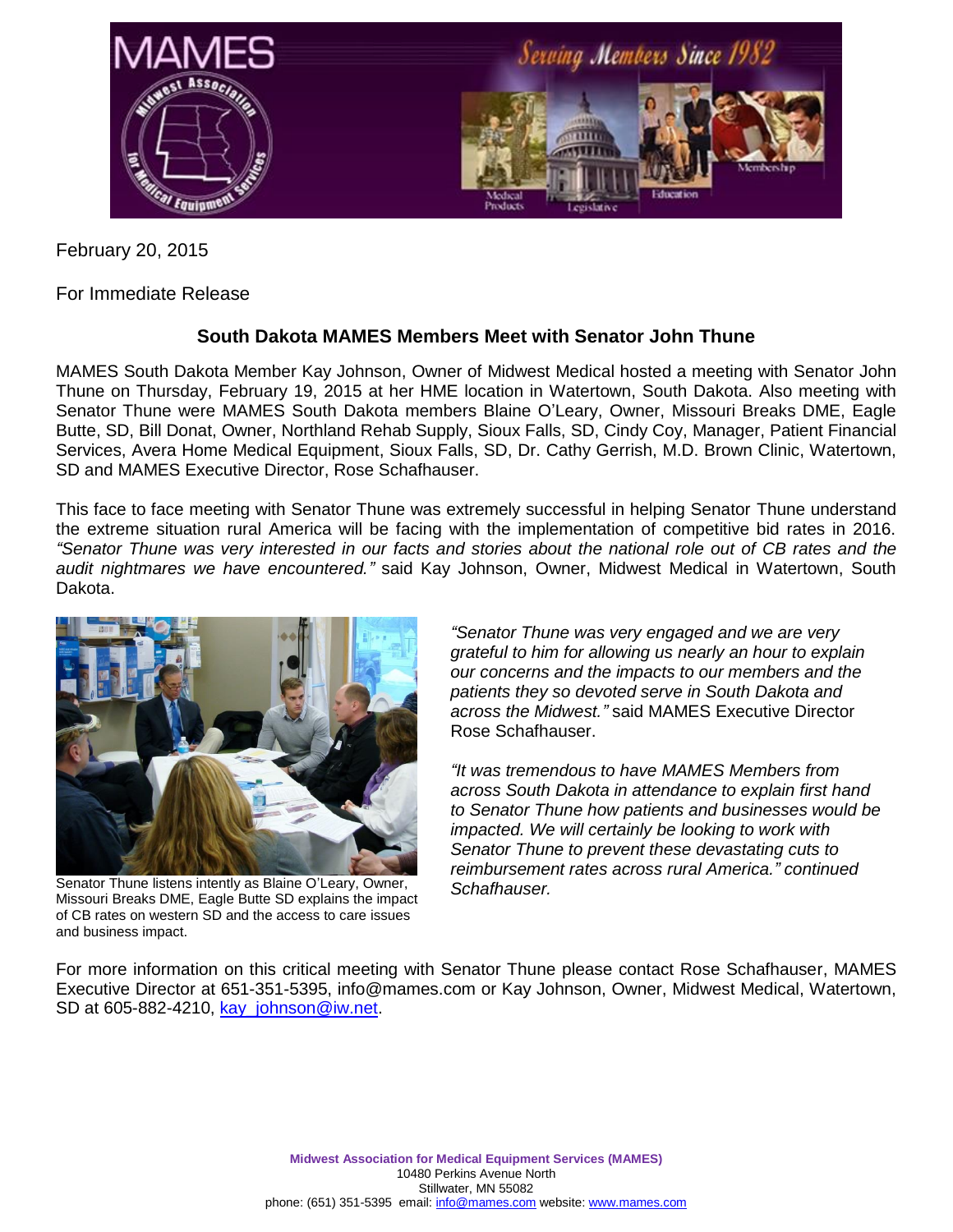February 20, 2015

For Immediate Release

## South Dakota MAMES Members Meet with Senator John Thune

MAMES South Dakota Member Kay Johnson, Owner of Midwest Medical hosted a meeting with Senator John Thune on Thursday, February 19, 2015 at her HME location in Watertown, South Dakota. Also meeting with Senator Thune were MAMES South Dakota members Blaine O'Leary, Owner, Missouri Breaks DME, Eagle Butte, SD, Bill Donat, Owner, Northland Rehab Supply, Sioux Falls, SD, Cindy Coy, Manager, Patient Financial Services, Avera Home Medical Equipment, Sioux Falls, SD, Dr. Cathy Gerrish, M.D. Brown Clinic, Watertown, SD and MAMES Executive Director, Rose Schafhauser.

This face to face meeting with Senator Thune was extremely successful in helping Senator Thune understand the extreme situation rural America will be facing with the implementation of competitive bid rates in 2016. *"Senator Thune was very interested in our facts and stories about the national role out of CB rates and the audit nightmares we have encountered."* said Kay Johnson, Owner, Midwest Medical in Watertown, South Dakota.

Senator Thune listens intently as Blaine O'Leary, Owner, Missouri Breaks DME, Eagle Butte SD explains the impact of CB rates on western SD and the access to care issues and business impact.

*"Senator Thune was very engaged and we are very grateful to him for allowing us nearly an hour to explain our concerns and the impacts to our members and the patients they so devoted serve in South Dakota and across the Midwest."* said MAMES Executive Director Rose Schafhauser.

*"It was tremendous to have MAMES Members from across South Dakota in attendance to explain first hand to Senator Thune how patients and businesses would be impacted. We will certainly be looking to work with Senator Thune to prevent these devastating cuts to reimbursement rates across rural America." continued Schafhauser.*

For more information on this critical meeting with Senator Thune please contact Rose Schafhauser, MAMES Executive Director at 651-351-5395, info@mames.com or Kay Johnson, Owner, Midwest Medical, Watertown, SD at 605-882-4210, kay_johnson@iw.net.

**Midwest Association for Medical Equipment Services (MAMES)**
10480 Perkins Avenue North
Stillwater, MN 55082
phone: (651) 351-5395 email: info@mames.com website: www.mames.com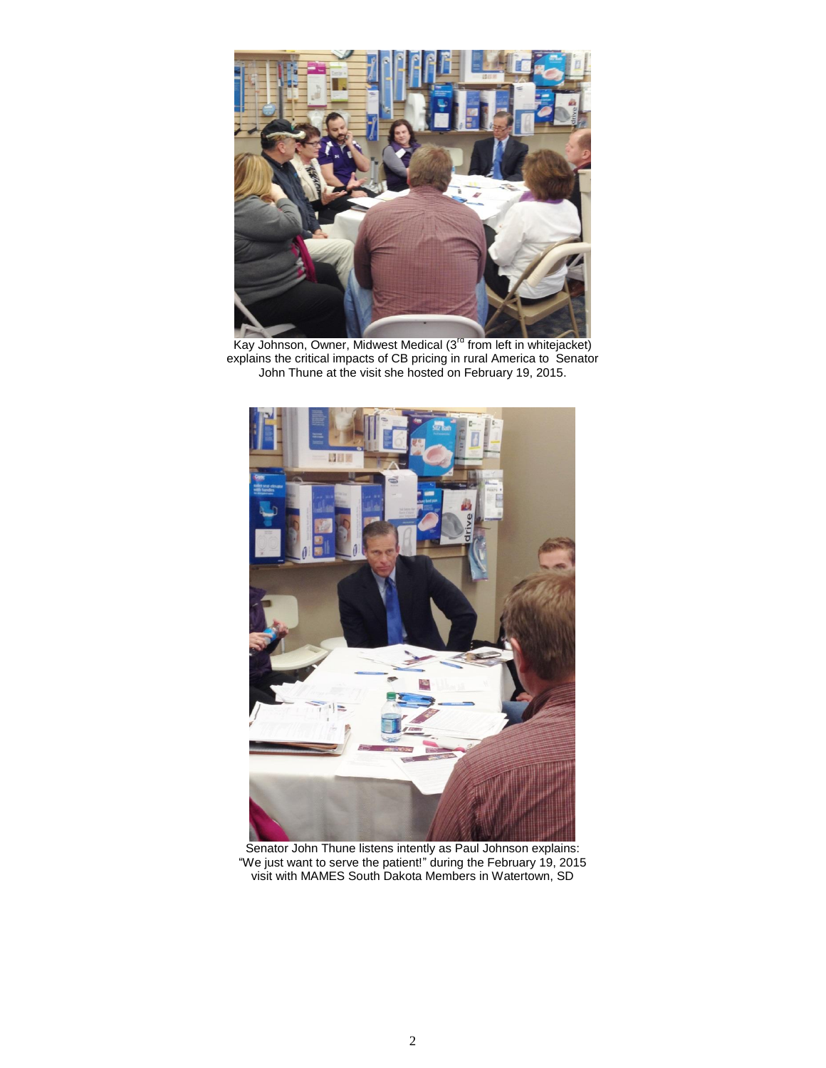Kay Johnson, Owner, Midwest Medical (3[rd] from left in whitejacket) explains the critical impacts of CB pricing in rural America to Senator John Thune at the visit she hosted on February 19, 2015.

Senator John Thune listens intently as Paul Johnson explains: "We just want to serve the patient!" during the February 19, 2015 visit with MAMES South Dakota Members in Watertown, SD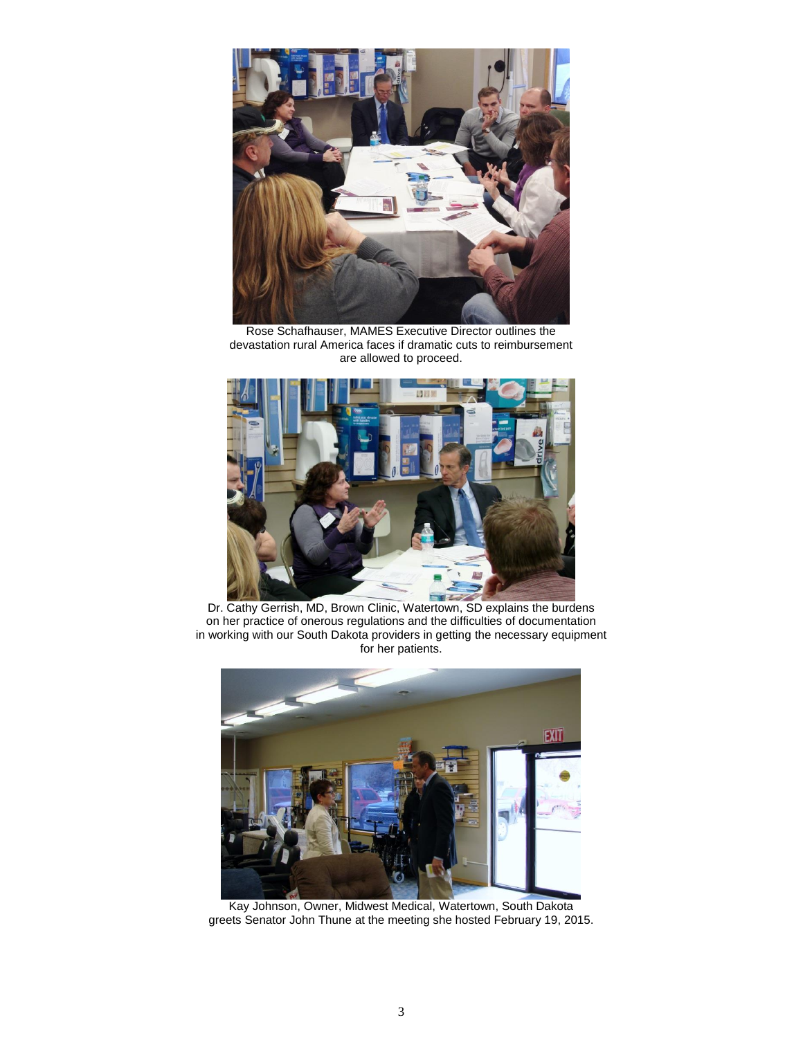Rose Schafhauser, MAMES Executive Director outlines the devastation rural America faces if dramatic cuts to reimbursement are allowed to proceed.

Dr. Cathy Gerrish, MD, Brown Clinic, Watertown, SD explains the burdens on her practice of onerous regulations and the difficulties of documentation in working with our South Dakota providers in getting the necessary equipment for her patients.

Kay Johnson, Owner, Midwest Medical, Watertown, South Dakota greets Senator John Thune at the meeting she hosted February 19, 2015.